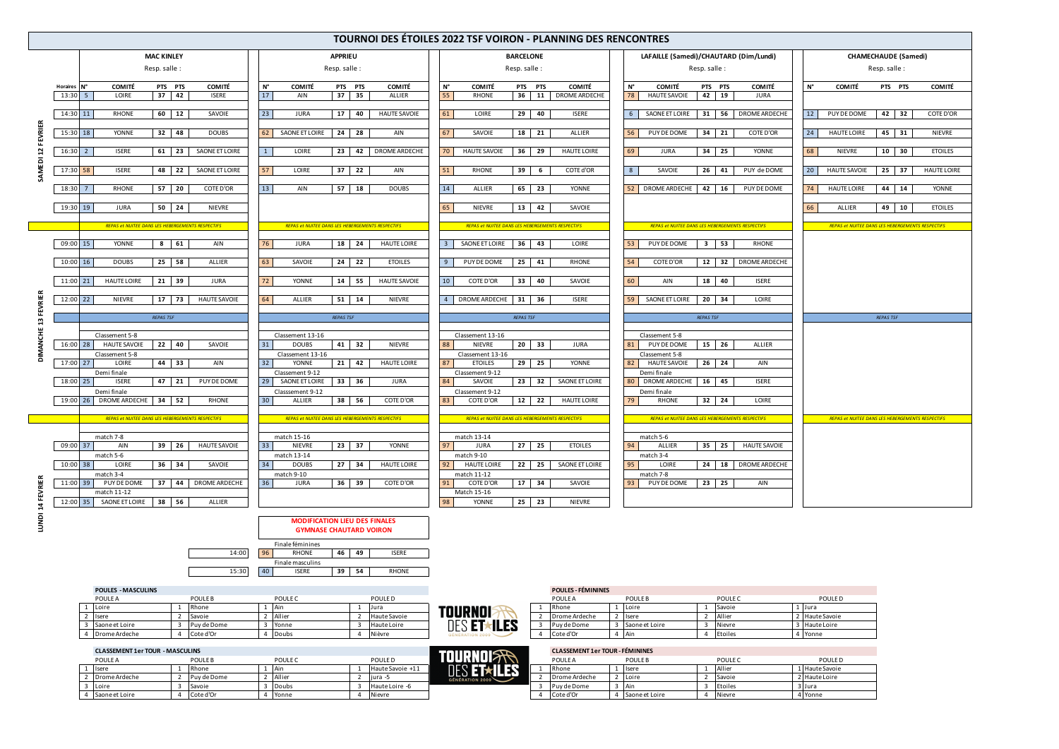# TOURNOI DES ÉTOILES 2022 TSF VOIRON - PLANNING DES RENCONTRES

## SAMEDI 12 FEVRIER

### MAC KINLEY (Resp. salle :)

| Horaires | N° | COMITÉ | PTS | PTS | COMITÉ |
|---|---|---|---|---|---|
| 13:30 | 5 | LOIRE | 37 | 42 | ISERE |
| 14:30 | 11 | RHONE | 60 | 12 | SAVOIE |
| 15:30 | 18 | YONNE | 32 | 48 | DOUBS |
| 16:30 | 2 | ISERE | 61 | 23 | SAONE ET LOIRE |
| 17:30 | 58 | ISERE | 48 | 22 | SAONE ET LOIRE |
| 18:30 | 7 | RHONE | 57 | 20 | COTE D'OR |
| 19:30 | 19 | JURA | 50 | 24 | NIEVRE |

### APPRIEU (Resp. salle :)

| N° | COMITÉ | PTS | PTS | COMITÉ |
|---|---|---|---|---|
| 17 | AIN | 37 | 35 | ALLIER |
| 23 | JURA | 17 | 40 | HAUTE SAVOIE |
| 62 | SAONE ET LOIRE | 24 | 28 | AIN |
| 1 | LOIRE | 23 | 42 | DROME ARDECHE |
| 57 | LOIRE | 37 | 22 | AIN |
| 13 | AIN | 57 | 18 | DOUBS |

### BARCELONE (Resp. salle :)

| N° | COMITÉ | PTS | PTS | COMITÉ |
|---|---|---|---|---|
| 55 | RHONE | 36 | 11 | DROME ARDECHE |
| 61 | LOIRE | 29 | 40 | ISERE |
| 67 | SAVOIE | 18 | 21 | ALLIER |
| 70 | HAUTE SAVOIE | 36 | 29 | HAUTE LOIRE |
| 51 | RHONE | 39 | 6 | COTE d'OR |
| 14 | ALLIER | 65 | 23 | YONNE |
| 65 | NIEVRE | 13 | 42 | SAVOIE |

### LAFAILLE (Samedi)/CHAUTARD (Dim/Lundi) (Resp. salle :)

| N° | COMITÉ | PTS | PTS | COMITÉ |
|---|---|---|---|---|
| 78 | HAUTE SAVOIE | 42 | 19 | JURA |
| 6 | SAONE ET LOIRE | 31 | 56 | DROME ARDECHE |
| 56 | PUY DE DOME | 34 | 21 | COTE D'OR |
| 69 | JURA | 34 | 25 | YONNE |
| 8 | SAVOIE | 26 | 41 | PUY de DOME |
| 52 | DROME ARDECHE | 42 | 16 | PUY DE DOME |

### CHAMECHAUDE (Samedi) (Resp. salle :)

| N° | COMITÉ | PTS | PTS | COMITÉ |
|---|---|---|---|---|
| 12 | PUY DE DOME | 42 | 32 | COTE D'OR |
| 24 | HAUTE LOIRE | 45 | 31 | NIEVRE |
| 68 | NIEVRE | 10 | 30 | ETOILES |
| 20 | HAUTE SAVOIE | 25 | 37 | HAUTE LOIRE |
| 74 | HAUTE LOIRE | 44 | 14 | YONNE |
| 66 | ALLIER | 49 | 10 | ETOILES |

*REPAS et NUITEE DANS LES HEBERGEMENTS RESPECTIFS*

## DIMANCHE 13 FEVRIER

### MAC KINLEY

| Horaires | N° | COMITÉ | PTS | PTS | COMITÉ |
|---|---|---|---|---|---|
| 09:00 | 15 | YONNE | 8 | 61 | AIN |
| 10:00 | 16 | DOUBS | 25 | 58 | ALLIER |
| 11:00 | 21 | HAUTE LOIRE | 21 | 39 | JURA |
| 12:00 | 22 | NIEVRE | 17 | 73 | HAUTE SAVOIE |
| | | *REPAS TSF* | | | |
| 16:00 | 28 | Classement 5-8 : HAUTE SAVOIE | 22 | 40 | SAVOIE |
| 17:00 | 27 | Classement 5-8 : LOIRE | 44 | 33 | AIN |
| 18:00 | 25 | Demi finale : ISERE | 47 | 21 | PUY DE DOME |
| 19:00 | 26 | Demi finale : DROME ARDECHE | 34 | 52 | RHONE |

### APPRIEU

| N° | COMITÉ | PTS | PTS | COMITÉ |
|---|---|---|---|---|
| 76 | JURA | 18 | 24 | HAUTE LOIRE |
| 63 | SAVOIE | 24 | 22 | ETOILES |
| 72 | YONNE | 14 | 55 | HAUTE SAVOIE |
| 64 | ALLIER | 51 | 14 | NIEVRE |
| | *REPAS TSF* | | | |
| 31 | Classement 13-16 : DOUBS | 41 | 32 | NIEVRE |
| 32 | Classement 13-16 : YONNE | 21 | 42 | HAUTE LOIRE |
| 29 | Classement 9-12 : SAONE ET LOIRE | 33 | 36 | JURA |
| 30 | Classsement 9-12 : ALLIER | 38 | 56 | COTE D'OR |

### BARCELONE

| N° | COMITÉ | PTS | PTS | COMITÉ |
|---|---|---|---|---|
| 3 | SAONE ET LOIRE | 36 | 43 | LOIRE |
| 9 | PUY DE DOME | 25 | 41 | RHONE |
| 10 | COTE D'OR | 33 | 40 | SAVOIE |
| 4 | DROME ARDECHE | 31 | 36 | ISERE |
| | *REPAS TSF* | | | |
| 88 | Classement 13-16 : NIEVRE | 20 | 33 | JURA |
| 87 | Classement 13-16 : ETOILES | 29 | 25 | YONNE |
| 84 | Classement 9-12 : SAVOIE | 23 | 32 | SAONE ET LOIRE |
| 83 | Classement 9-12 : COTE D'OR | 12 | 22 | HAUTE LOIRE |

### LAFAILLE (Samedi)/CHAUTARD (Dim/Lundi)

| N° | COMITÉ | PTS | PTS | COMITÉ |
|---|---|---|---|---|
| 53 | PUY DE DOME | 3 | 53 | RHONE |
| 54 | COTE D'OR | 12 | 32 | DROME ARDECHE |
| 60 | AIN | 18 | 40 | ISERE |
| 59 | SAONE ET LOIRE | 20 | 34 | LOIRE |
| | *REPAS TSF* | | | |
| 81 | Classement 5-8 : PUY DE DOME | 15 | 26 | ALLIER |
| 82 | Classement 5-8 : HAUTE SAVOIE | 26 | 24 | AIN |
| 80 | Demi finale : DROME ARDECHE | 16 | 45 | ISERE |
| 79 | Demi finale : RHONE | 32 | 24 | LOIRE |

### CHAMECHAUDE (Samedi)

*REPAS TSF*

*REPAS et NUITEE DANS LES HEBERGEMENTS RESPECTIFS*

## LUNDI 14 FEVRIER

### MAC KINLEY

| Horaires | N° | COMITÉ | PTS | PTS | COMITÉ |
|---|---|---|---|---|---|
| 09:00 | 37 | match 7-8 : AIN | 39 | 26 | HAUTE SAVOIE |
| 10:00 | 38 | match 5-6 : LOIRE | 36 | 34 | SAVOIE |
| 11:00 | 39 | match 3-4 : PUY DE DOME | 37 | 44 | DROME ARDECHE |
| 12:00 | 35 | match 11-12 : SAONE ET LOIRE | 38 | 56 | ALLIER |

### APPRIEU

| N° | COMITÉ | PTS | PTS | COMITÉ |
|---|---|---|---|---|
| 33 | match 15-16 : NIEVRE | 23 | 37 | YONNE |
| 34 | match 13-14 : DOUBS | 27 | 34 | HAUTE LOIRE |
| 36 | match 9-10 : JURA | 36 | 39 | COTE D'OR |

### BARCELONE

| N° | COMITÉ | PTS | PTS | COMITÉ |
|---|---|---|---|---|
| 97 | match 13-14 : JURA | 27 | 25 | ETOILES |
| 92 | match 9-10 : HAUTE LOIRE | 22 | 25 | SAONE ET LOIRE |
| 91 | match 11-12 : COTE D'OR | 17 | 34 | SAVOIE |
| 98 | Match 15-16 : YONNE | 25 | 23 | NIEVRE |

### LAFAILLE (Samedi)/CHAUTARD (Dim/Lundi)

| N° | COMITÉ | PTS | PTS | COMITÉ |
|---|---|---|---|---|
| 94 | match 5-6 : ALLIER | 35 | 25 | HAUTE SAVOIE |
| 95 | match 3-4 : LOIRE | 24 | 18 | DROME ARDECHE |
| 93 | match 7-8 : PUY DE DOME | 23 | 25 | AIN |

**MODIFICATION LIEU DES FINALES**
**GYMNASE CHAUTARD VOIRON**

| Horaire | N° | COMITÉ | PTS | PTS | COMITÉ |
|---|---|---|---|---|---|
| 14:00 | 96 | Finale féminines : RHONE | 46 | 49 | ISERE |
| 15:30 | 40 | Finale masculins : ISERE | 39 | 54 | RHONE |

## POULES - MASCULINS

| | POULE A | | POULE B | | POULE C | | POULE D |
|---|---|---|---|---|---|---|---|
| 1 | Loire | 1 | Rhone | 1 | Ain | 1 | Jura |
| 2 | Isere | 2 | Savoie | 2 | Allier | 2 | Haute Savoie |
| 3 | Saone et Loire | 3 | Puy de Dome | 3 | Yonne | 3 | Haute Loire |
| 4 | Drome Ardeche | 4 | Cote d'Or | 4 | Doubs | 4 | Nièvre |

## POULES - FÉMININES

| | POULE A | | POULE B | | POULE C | | POULE D |
|---|---|---|---|---|---|---|---|
| 1 | Rhone | 1 | Loire | 1 | Savoie | 1 | Jura |
| 2 | Drome Ardeche | 2 | Isere | 2 | Allier | 2 | Haute Savoie |
| 3 | Puy de Dome | 3 | Saone et Loire | 3 | Nievre | 3 | Haute Loire |
| 4 | Cote d'Or | 4 | Ain | 4 | Etoiles | 4 | Yonne |

## CLASSEMENT 1er TOUR - MASCULINS

| | POULE A | | POULE B | | POULE C | | POULE D |
|---|---|---|---|---|---|---|---|
| 1 | Isere | 1 | Rhone | 1 | Ain | 1 | Haute Savoie +11 |
| 2 | Drome Ardeche | 2 | Puy de Dome | 2 | Allier | 2 | jura -5 |
| 3 | Loire | 3 | Savoie | 3 | Doubs | 3 | Haute Loire -6 |
| 4 | Saone et Loire | 4 | Cote d'Or | 4 | Yonne | 4 | Nievre |

## CLASSEMENT 1er TOUR - FÉMININES

| | POULE A | | POULE B | | POULE C | | POULE D |
|---|---|---|---|---|---|---|---|
| 1 | Rhone | 1 | Isere | 1 | Allier | 1 | Haute Savoie |
| 2 | Drome Ardeche | 2 | Loire | 2 | Savoie | 2 | Haute Loire |
| 3 | Puy de Dome | 3 | Ain | 3 | Etoiles | 3 | Jura |
| 4 | Cote d'Or | 4 | Saone et Loire | 4 | Nievre | 4 | Yonne |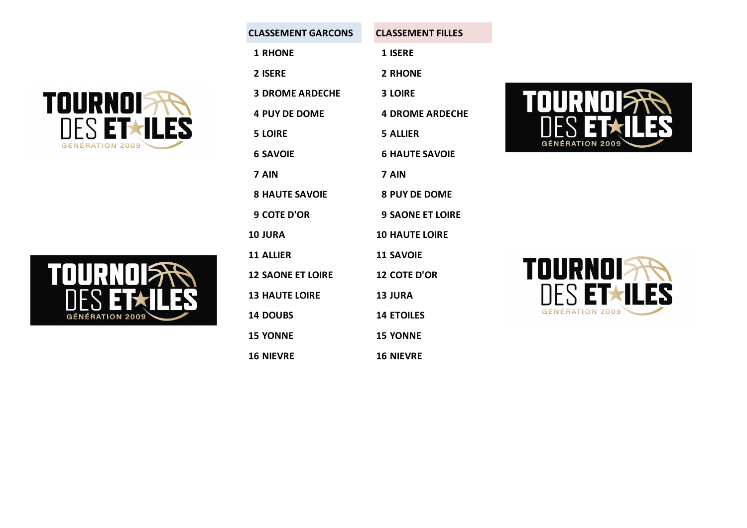| CLASSEMENT GARCONS | CLASSEMENT FILLES |
| --- | --- |
| 1 RHONE | 1 ISERE |
| 2 ISERE | 2 RHONE |
| 3 DROME ARDECHE | 3 LOIRE |
| 4 PUY DE DOME | 4 DROME ARDECHE |
| 5 LOIRE | 5 ALLIER |
| 6 SAVOIE | 6 HAUTE SAVOIE |
| 7 AIN | 7 AIN |
| 8 HAUTE SAVOIE | 8 PUY DE DOME |
| 9 COTE D'OR | 9 SAONE ET LOIRE |
| 10 JURA | 10 HAUTE LOIRE |
| 11 ALLIER | 11 SAVOIE |
| 12 SAONE ET LOIRE | 12 COTE D'OR |
| 13 HAUTE LOIRE | 13 JURA |
| 14 DOUBS | 14 ETOILES |
| 15 YONNE | 15 YONNE |
| 16 NIEVRE | 16 NIEVRE |